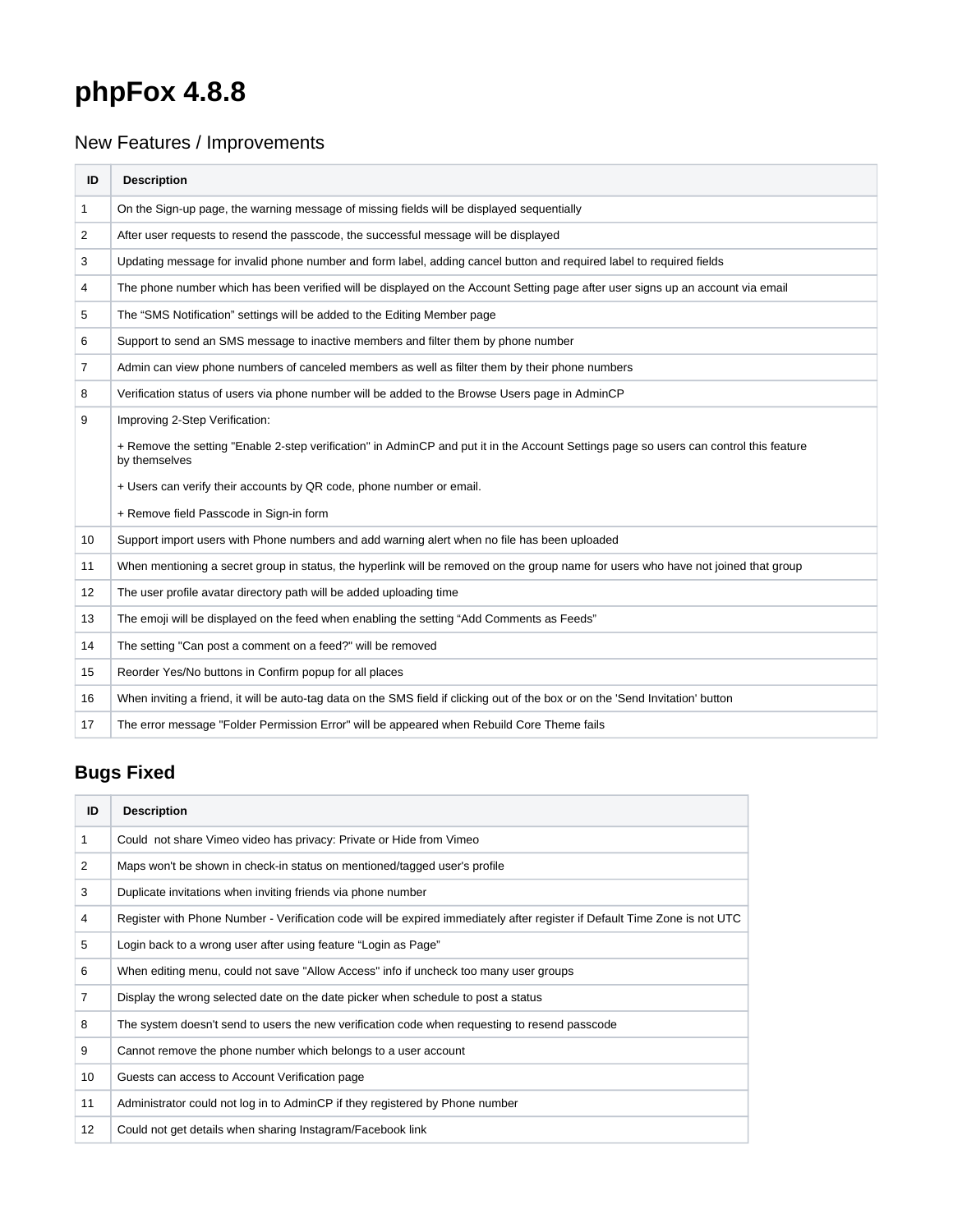# phpFox 4.8.8

## New Features / Improvements

| ID | Description |
|---|---|
| 1 | On the Sign-up page, the warning message of missing fields will be displayed sequentially |
| 2 | After user requests to resend the passcode, the successful message will be displayed |
| 3 | Updating message for invalid phone number and form label, adding cancel button and required label to required fields |
| 4 | The phone number which has been verified will be displayed on the Account Setting page after user signs up an account via email |
| 5 | The “SMS Notification” settings will be added to the Editing Member page |
| 6 | Support to send an SMS message to inactive members and filter them by phone number |
| 7 | Admin can view phone numbers of canceled members as well as filter them by their phone numbers |
| 8 | Verification status of users via phone number will be added to the Browse Users page in AdminCP |
| 9 | Improving 2-Step Verification:<br>+ Remove the setting "Enable 2-step verification" in AdminCP and put it in the Account Settings page so users can control this feature by themselves<br>+ Users can verify their accounts by QR code, phone number or email.<br>+ Remove field Passcode in Sign-in form |
| 10 | Support import users with Phone numbers and add warning alert when no file has been uploaded |
| 11 | When mentioning a secret group in status, the hyperlink will be removed on the group name for users who have not joined that group |
| 12 | The user profile avatar directory path will be added uploading time |
| 13 | The emoji will be displayed on the feed when enabling the setting “Add Comments as Feeds” |
| 14 | The setting "Can post a comment on a feed?" will be removed |
| 15 | Reorder Yes/No buttons in Confirm popup for all places |
| 16 | When inviting a friend, it will be auto-tag data on the SMS field if clicking out of the box or on the 'Send Invitation' button |
| 17 | The error message "Folder Permission Error" will be appeared when Rebuild Core Theme fails |

## Bugs Fixed

| ID | Description |
|---|---|
| 1 | Could not share Vimeo video has privacy: Private or Hide from Vimeo |
| 2 | Maps won't be shown in check-in status on mentioned/tagged user's profile |
| 3 | Duplicate invitations when inviting friends via phone number |
| 4 | Register with Phone Number - Verification code will be expired immediately after register if Default Time Zone is not UTC |
| 5 | Login back to a wrong user after using feature “Login as Page” |
| 6 | When editing menu, could not save "Allow Access" info if uncheck too many user groups |
| 7 | Display the wrong selected date on the date picker when schedule to post a status |
| 8 | The system doesn't send to users the new verification code when requesting to resend passcode |
| 9 | Cannot remove the phone number which belongs to a user account |
| 10 | Guests can access to Account Verification page |
| 11 | Administrator could not log in to AdminCP if they registered by Phone number |
| 12 | Could not get details when sharing Instagram/Facebook link |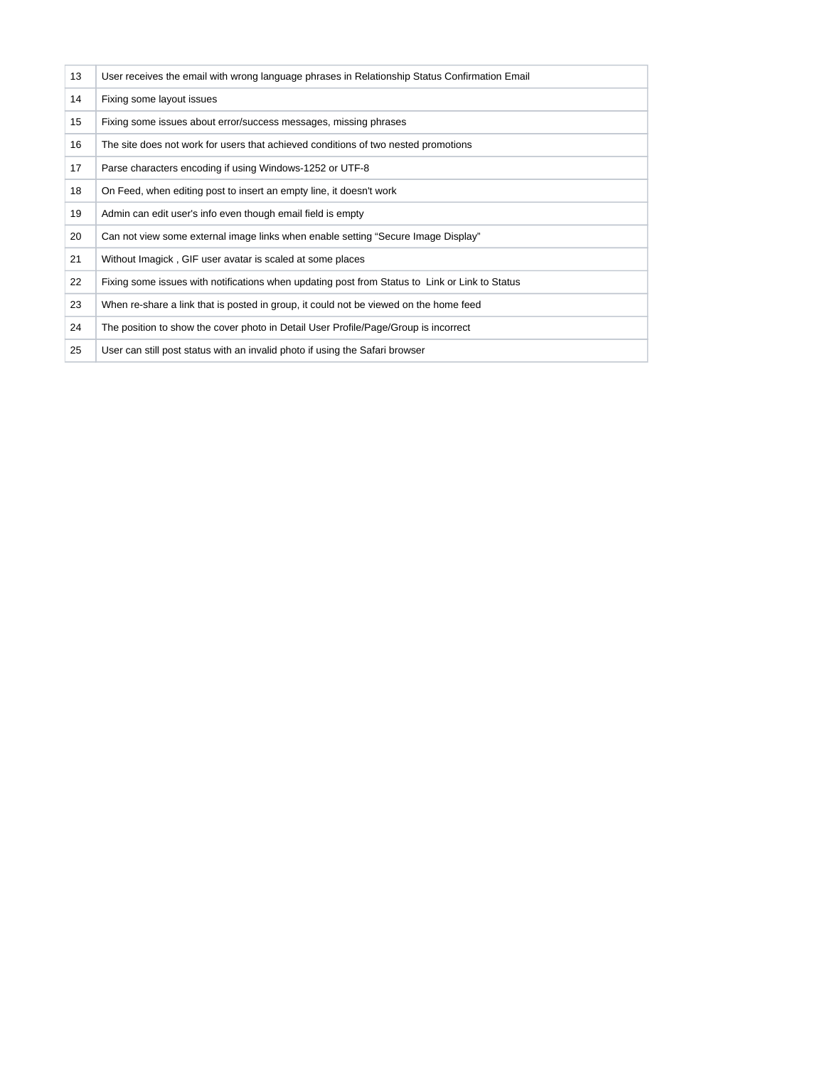| | |
|---|---|
| 13 | User receives the email with wrong language phrases in Relationship Status Confirmation Email |
| 14 | Fixing some layout issues |
| 15 | Fixing some issues about error/success messages, missing phrases |
| 16 | The site does not work for users that achieved conditions of two nested promotions |
| 17 | Parse characters encoding if using Windows-1252 or UTF-8 |
| 18 | On Feed, when editing post to insert an empty line, it doesn't work |
| 19 | Admin can edit user's info even though email field is empty |
| 20 | Can not view some external image links when enable setting “Secure Image Display” |
| 21 | Without Imagick , GIF user avatar is scaled at some places |
| 22 | Fixing some issues with notifications when updating post from Status to Link or Link to Status |
| 23 | When re-share a link that is posted in group, it could not be viewed on the home feed |
| 24 | The position to show the cover photo in Detail User Profile/Page/Group is incorrect |
| 25 | User can still post status with an invalid photo if using the Safari browser |